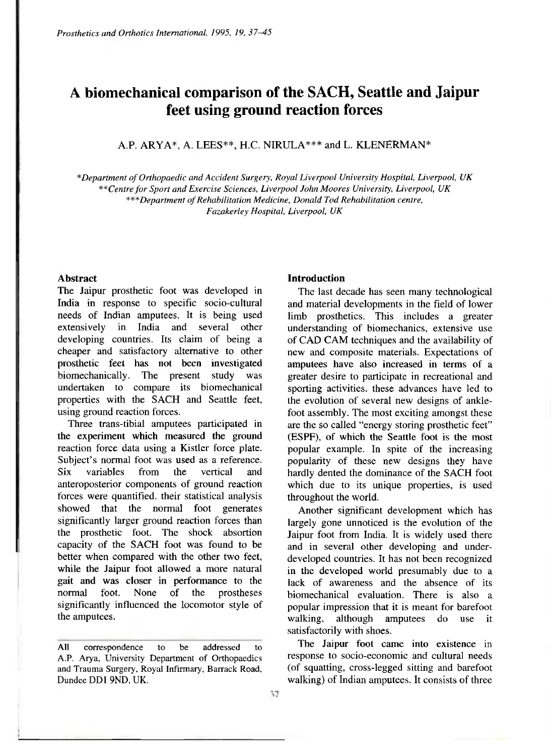# A biomechanical comparison of the SACH, Seattle and Jaipur feet using ground reaction forces

A.P. ARYA*, A. LEES**, H.C. NIRULA*** and L. KLENERMAN*

*\*Department of Orthopaedic and Accident Surgery, Royal Liverpool University Hospital, Liverpool, UK*
*\*\*Centre for Sport and Exercise Sciences, Liverpool John Moores University, Liverpool, UK*
*\*\*\*Department of Rehabilitation Medicine, Donald Tod Rehabilitation centre, Fazakerley Hospital, Liverpool, UK*

### Abstract

The Jaipur prosthetic foot was developed in India in response to specific socio-cultural needs of Indian amputees. It is being used extensively in India and several other developing countries. Its claim of being a cheaper and satisfactory alternative to other prosthetic feet has not been investigated biomechanically. The present study was undertaken to compare its biomechanical properties with the SACH and Seattle feet, using ground reaction forces.

Three trans-tibial amputees participated in the experiment which measured the ground reaction force data using a Kistler force plate. Subject's normal foot was used as a reference. Six variables from the vertical and anteroposterior components of ground reaction forces were quantified. their statistical analysis showed that the normal foot generates significantly larger ground reaction forces than the prosthetic foot. The shock absorption capacity of the SACH foot was found to be better when compared with the other two feet, while the Jaipur foot allowed a more natural gait and was closer in performance to the normal foot. None of the prostheses significantly influenced the locomotor style of the amputees.

All correspondence to be addressed to A.P. Arya, University Department of Orthopaedics and Trauma Surgery, Royal Infirmary, Barrack Road, Dundee DD1 9ND, UK.

### Introduction

The last decade has seen many technological and material developments in the field of lower limb prosthetics. This includes a greater understanding of biomechanics, extensive use of CAD CAM techniques and the availability of new and composite materials. Expectations of amputees have also increased in terms of a greater desire to participate in recreational and sporting activities. these advances have led to the evolution of several new designs of ankle-foot assembly. The most exciting amongst these are the so called "energy storing prosthetic feet" (ESPF), of which the Seattle foot is the most popular example. In spite of the increasing popularity of these new designs they have hardly dented the dominance of the SACH foot which due to its unique properties, is used throughout the world.

Another significant development which has largely gone unnoticed is the evolution of the Jaipur foot from India. It is widely used there and in several other developing and under-developed countries. It has not been recognized in the developed world presumably due to a lack of awareness and the absence of its biomechanical evaluation. There is also a popular impression that it is meant for barefoot walking, although amputees do use it satisfactorily with shoes.

The Jaipur foot came into existence in response to socio-economic and cultural needs (of squatting, cross-legged sitting and barefoot walking) of Indian amputees. It consists of three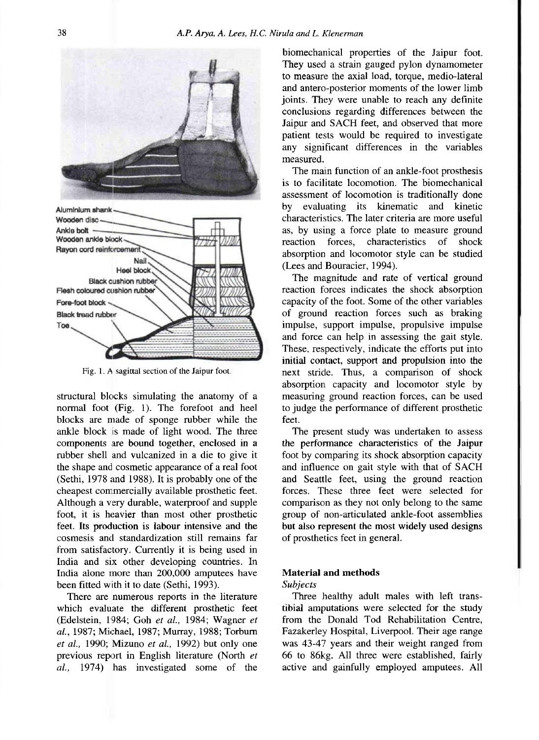Aluminium shank
Wooden disc
Ankle bolt
Wooden ankle block
Rayon cord reinforcement
Nail
Heel block
Black cushion rubber
Flesh coloured cushion rubber
Fore-foot block
Black tread rubber
Toe

Fig. 1. A sagittal section of the Jaipur foot.

structural blocks simulating the anatomy of a normal foot (Fig. 1). The forefoot and heel blocks are made of sponge rubber while the ankle block is made of light wood. The three components are bound together, enclosed in a rubber shell and vulcanized in a die to give it the shape and cosmetic appearance of a real foot (Sethi, 1978 and 1988). It is probably one of the cheapest commercially available prosthetic feet. Although a very durable, waterproof and supple foot, it is heavier than most other prosthetic feet. Its production is labour intensive and the cosmesis and standardization still remains far from satisfactory. Currently it is being used in India and six other developing countries. In India alone more than 200,000 amputees have been fitted with it to date (Sethi, 1993).

There are numerous reports in the literature which evaluate the different prosthetic feet (Edelstein, 1984; Goh *et al.*, 1984; Wagner *et al.*, 1987; Michael, 1987; Murray, 1988; Torburn *et al.*, 1990; Mizuno *et al.*, 1992) but only one previous report in English literature (North *et al.*, 1974) has investigated some of the biomechanical properties of the Jaipur foot. They used a strain gauged pylon dynamometer to measure the axial load, torque, medio-lateral and antero-posterior moments of the lower limb joints. They were unable to reach any definite conclusions regarding differences between the Jaipur and SACH feet, and observed that more patient tests would be required to investigate any significant differences in the variables measured.

The main function of an ankle-foot prosthesis is to facilitate locomotion. The biomechanical assessment of locomotion is traditionally done by evaluating its kinematic and kinetic characteristics. The later criteria are more useful as, by using a force plate to measure ground reaction forces, characteristics of shock absorption and locomotor style can be studied (Lees and Bouracier, 1994).

The magnitude and rate of vertical ground reaction forces indicates the shock absorption capacity of the foot. Some of the other variables of ground reaction forces such as braking impulse, support impulse, propulsive impulse and force can help in assessing the gait style. These, respectively, indicate the efforts put into initial contact, support and propulsion into the next stride. Thus, a comparison of shock absorption capacity and locomotor style by measuring ground reaction forces, can be used to judge the performance of different prosthetic feet.

The present study was undertaken to assess the performance characteristics of the Jaipur foot by comparing its shock absorption capacity and influence on gait style with that of SACH and Seattle feet, using the ground reaction forces. These three feet were selected for comparison as they not only belong to the same group of non-articulated ankle-foot assemblies but also represent the most widely used designs of prosthetics feet in general.

## Material and methods

### *Subjects*

Three healthy adult males with left trans-tibial amputations were selected for the study from the Donald Tod Rehabilitation Centre, Fazakerley Hospital, Liverpool. Their age range was 43-47 years and their weight ranged from 66 to 86kg. All three were established, fairly active and gainfully employed amputees. All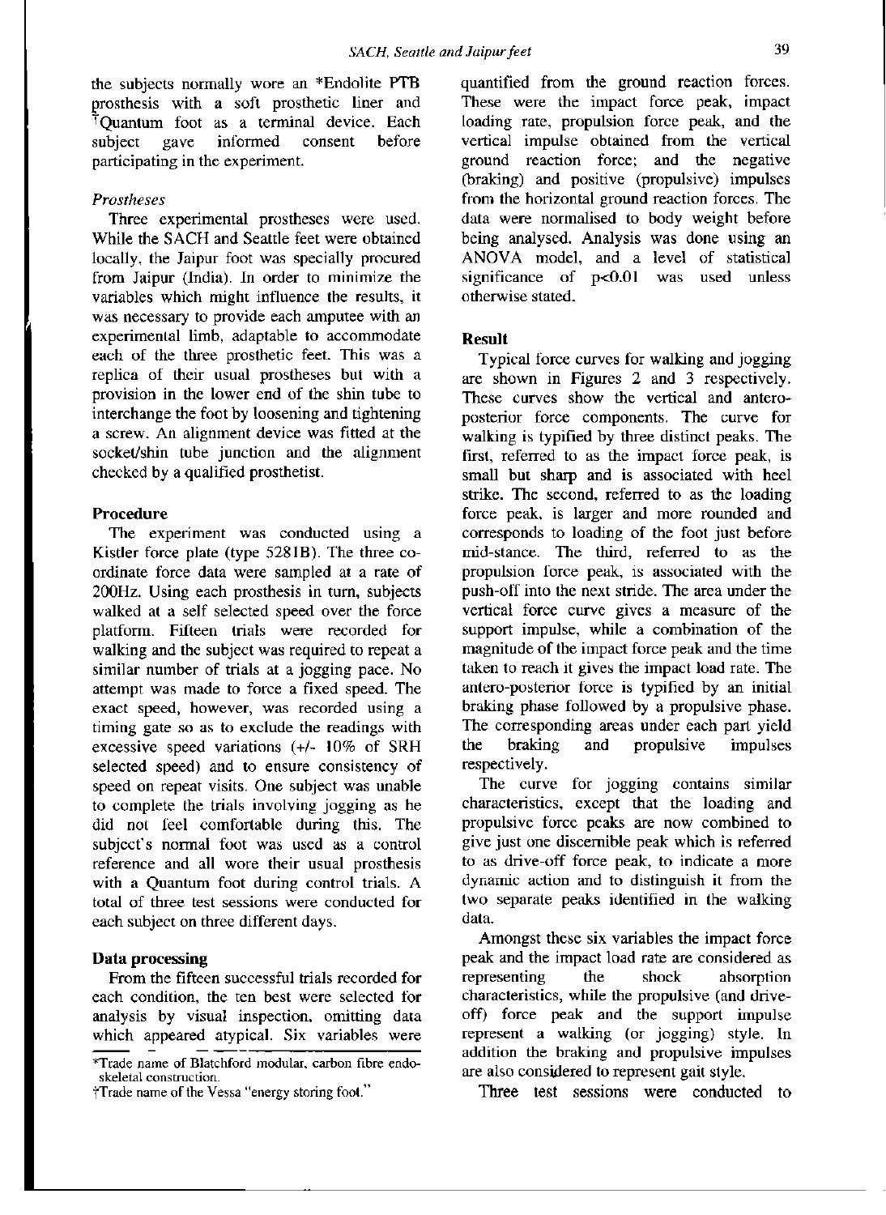the subjects normally wore an *Endolite PTB prosthesis with a soft prosthetic liner and †Quantum foot as a terminal device. Each subject gave informed consent before participating in the experiment.

*Prostheses*

Three experimental prostheses were used. While the SACH and Seattle feet were obtained locally, the Jaipur foot was specially procured from Jaipur (India). In order to minimize the variables which might influence the results, it was necessary to provide each amputee with an experimental limb, adaptable to accommodate each of the three prosthetic feet. This was a replica of their usual prostheses but with a provision in the lower end of the shin tube to interchange the foot by loosening and tightening a screw. An alignment device was fitted at the socket/shin tube junction and the alignment checked by a qualified prosthetist.

**Procedure**

The experiment was conducted using a Kistler force plate (type 5281B). The three co-ordinate force data were sampled at a rate of 200Hz. Using each prosthesis in turn, subjects walked at a self selected speed over the force platform. Fifteen trials were recorded for walking and the subject was required to repeat a similar number of trials at a jogging pace. No attempt was made to force a fixed speed. The exact speed, however, was recorded using a timing gate so as to exclude the readings with excessive speed variations (+/- 10% of SRH selected speed) and to ensure consistency of speed on repeat visits. One subject was unable to complete the trials involving jogging as he did not feel comfortable during this. The subject's normal foot was used as a control reference and all wore their usual prosthesis with a Quantum foot during control trials. A total of three test sessions were conducted for each subject on three different days.

**Data processing**

From the fifteen successful trials recorded for each condition, the ten best were selected for analysis by visual inspection, omitting data which appeared atypical. Six variables were quantified from the ground reaction forces. These were the impact force peak, impact loading rate, propulsion force peak, and the vertical impulse obtained from the vertical ground reaction force; and the negative (braking) and positive (propulsive) impulses from the horizontal ground reaction forces. The data were normalised to body weight before being analysed. Analysis was done using an ANOVA model, and a level of statistical significance of $p<0.01$ was used unless otherwise stated.

**Result**

Typical force curves for walking and jogging are shown in Figures 2 and 3 respectively. These curves show the vertical and antero-posterior force components. The curve for walking is typified by three distinct peaks. The first, referred to as the impact force peak, is small but sharp and is associated with heel strike. The second, referred to as the loading force peak, is larger and more rounded and corresponds to loading of the foot just before mid-stance. The third, referred to as the propulsion force peak, is associated with the push-off into the next stride. The area under the vertical force curve gives a measure of the support impulse, while a combination of the magnitude of the impact force peak and the time taken to reach it gives the impact load rate. The antero-posterior force is typified by an initial braking phase followed by a propulsive phase. The corresponding areas under each part yield the braking and propulsive impulses respectively.

The curve for jogging contains similar characteristics, except that the loading and propulsive force peaks are now combined to give just one discernible peak which is referred to as drive-off force peak, to indicate a more dynamic action and to distinguish it from the two separate peaks identified in the walking data.

Amongst these six variables the impact force peak and the impact load rate are considered as representing the shock absorption characteristics, while the propulsive (and drive-off) force peak and the support impulse represent a walking (or jogging) style. In addition the braking and propulsive impulses are also considered to represent gait style.

Three test sessions were conducted to

*Trade name of Blatchford modular, carbon fibre endoskeletal construction.

†Trade name of the Vessa "energy storing foot."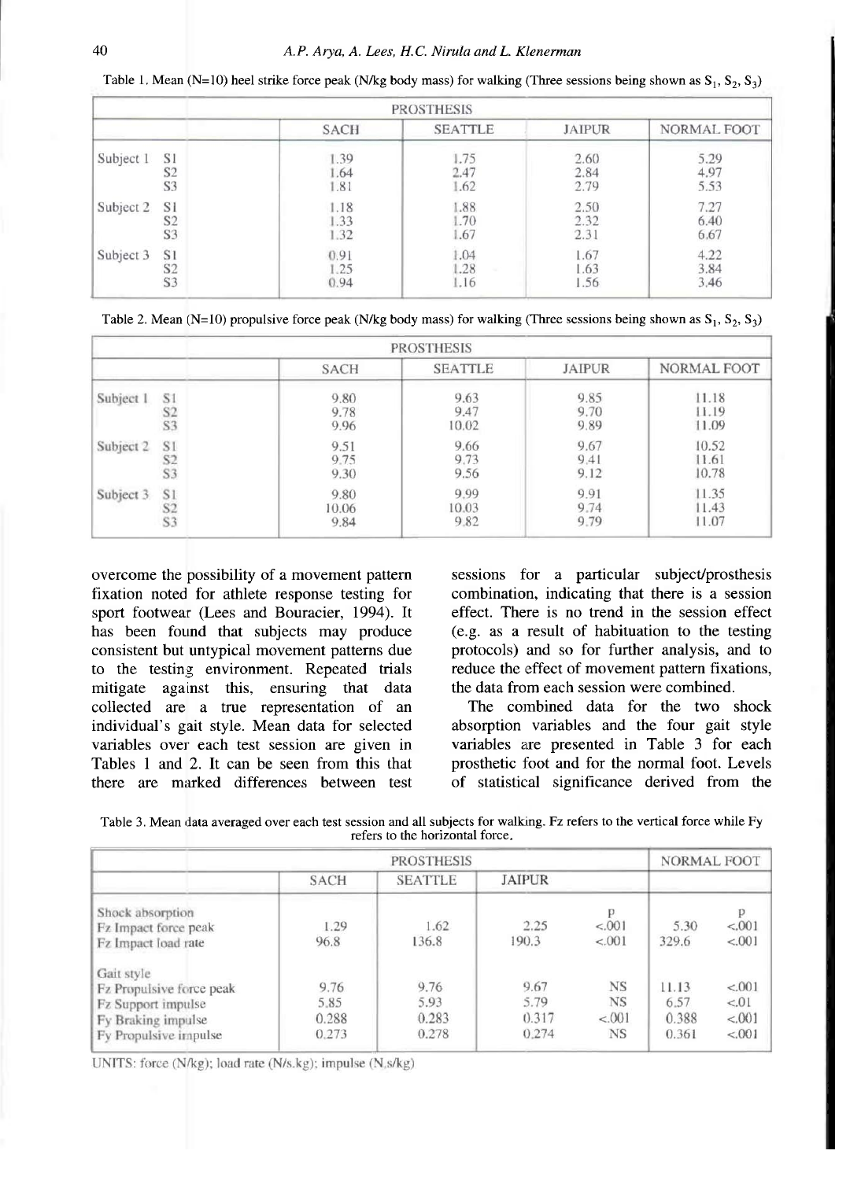Table 1. Mean (N=10) heel strike force peak (N/kg body mass) for walking (Three sessions being shown as $S_1$, $S_2$, $S_3$)

| | | PROSTHESIS | | | |
|---|---|---|---|---|---|
| | | SACH | SEATTLE | JAIPUR | NORMAL FOOT |
| Subject 1 | S1 | 1.39 | 1.75 | 2.60 | 5.29 |
| | S2 | 1.64 | 2.47 | 2.84 | 4.97 |
| | S3 | 1.81 | 1.62 | 2.79 | 5.53 |
| Subject 2 | S1 | 1.18 | 1.88 | 2.50 | 7.27 |
| | S2 | 1.33 | 1.70 | 2.32 | 6.40 |
| | S3 | 1.32 | 1.67 | 2.31 | 6.67 |
| Subject 3 | S1 | 0.91 | 1.04 | 1.67 | 4.22 |
| | S2 | 1.25 | 1.28 | 1.63 | 3.84 |
| | S3 | 0.94 | 1.16 | 1.56 | 3.46 |

Table 2. Mean (N=10) propulsive force peak (N/kg body mass) for walking (Three sessions being shown as $S_1$, $S_2$, $S_3$)

| | | PROSTHESIS | | | |
|---|---|---|---|---|---|
| | | SACH | SEATTLE | JAIPUR | NORMAL FOOT |
| Subject 1 | S1 | 9.80 | 9.63 | 9.85 | 11.18 |
| | S2 | 9.78 | 9.47 | 9.70 | 11.19 |
| | S3 | 9.96 | 10.02 | 9.89 | 11.09 |
| Subject 2 | S1 | 9.51 | 9.66 | 9.67 | 10.52 |
| | S2 | 9.75 | 9.73 | 9.41 | 11.61 |
| | S3 | 9.30 | 9.56 | 9.12 | 10.78 |
| Subject 3 | S1 | 9.80 | 9.99 | 9.91 | 11.35 |
| | S2 | 10.06 | 10.03 | 9.74 | 11.43 |
| | S3 | 9.84 | 9.82 | 9.79 | 11.07 |

overcome the possibility of a movement pattern fixation noted for athlete response testing for sport footwear (Lees and Bouracier, 1994). It has been found that subjects may produce consistent but untypical movement patterns due to the testing environment. Repeated trials mitigate against this, ensuring that data collected are a true representation of an individual's gait style. Mean data for selected variables over each test session are given in Tables 1 and 2. It can be seen from this that there are marked differences between test sessions for a particular subject/prosthesis combination, indicating that there is a session effect. There is no trend in the session effect (e.g. as a result of habituation to the testing protocols) and so for further analysis, and to reduce the effect of movement pattern fixations, the data from each session were combined.

The combined data for the two shock absorption variables and the four gait style variables are presented in Table 3 for each prosthetic foot and for the normal foot. Levels of statistical significance derived from the

Table 3. Mean data averaged over each test session and all subjects for walking. Fz refers to the vertical force while Fy refers to the horizontal force.

| | PROSTHESIS | | | | NORMAL FOOT | |
|---|---|---|---|---|---|---|
| | SACH | SEATTLE | JAIPUR | | | |
| Shock absorption | | | | p | | p |
| Fz Impact force peak | 1.29 | 1.62 | 2.25 | <.001 | 5.30 | <.001 |
| Fz Impact load rate | 96.8 | 136.8 | 190.3 | <.001 | 329.6 | <.001 |
| Gait style | | | | | | |
| Fz Propulsive force peak | 9.76 | 9.76 | 9.67 | NS | 11.13 | <.001 |
| Fz Support impulse | 5.85 | 5.93 | 5.79 | NS | 6.57 | <.01 |
| Fy Braking impulse | 0.288 | 0.283 | 0.317 | <.001 | 0.388 | <.001 |
| Fy Propulsive impulse | 0.273 | 0.278 | 0.274 | NS | 0.361 | <.001 |

UNITS: force (N/kg); load rate (N/s.kg); impulse (N.s/kg)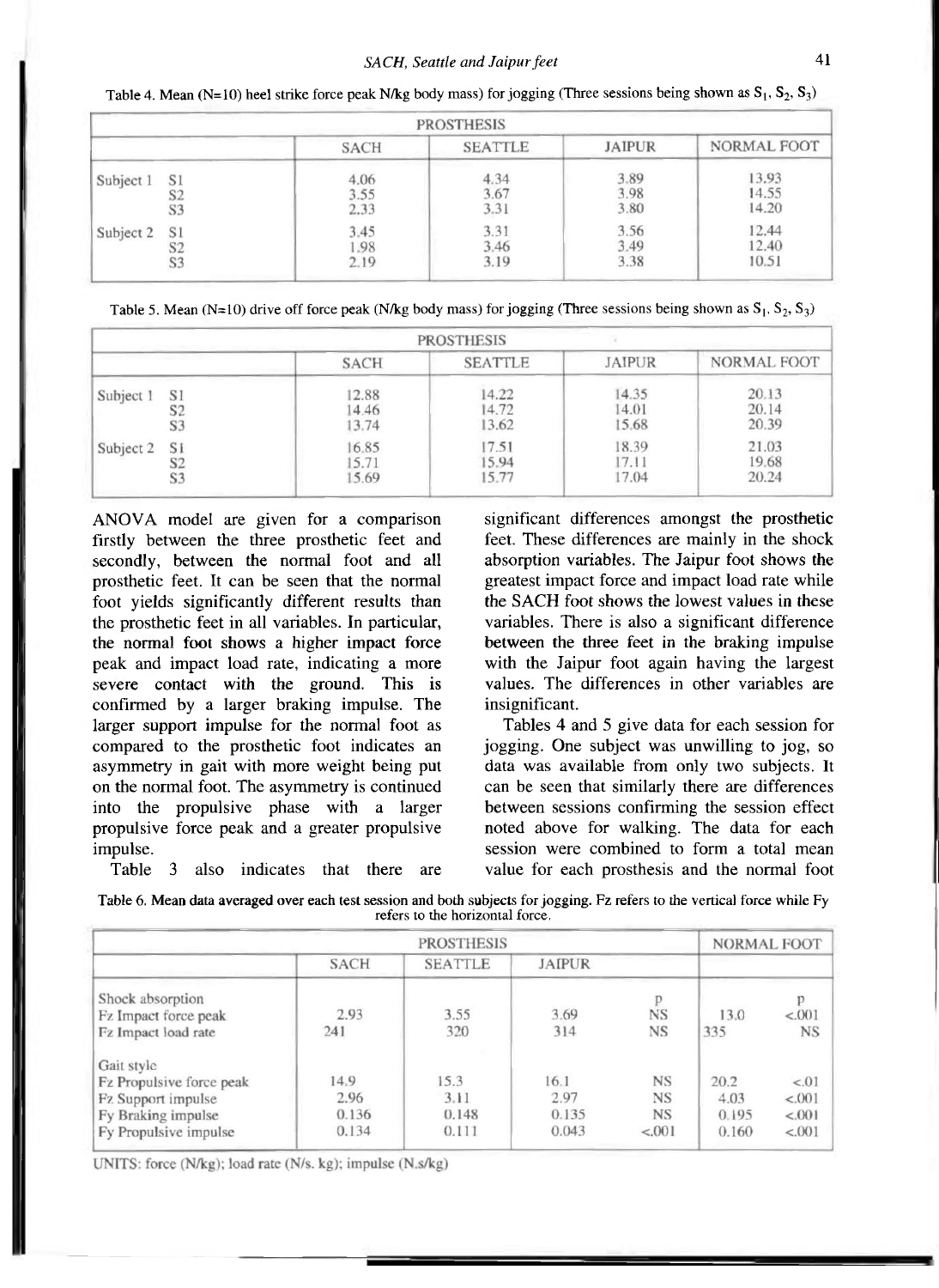Table 4. Mean (N=10) heel strike force peak N/kg body mass) for jogging (Three sessions being shown as $S_1$, $S_2$, $S_3$)

| | | PROSTHESIS | | | |
|---|---|---|---|---|---|
| | | SACH | SEATTLE | JAIPUR | NORMAL FOOT |
| Subject 1 | S1 | 4.06 | 4.34 | 3.89 | 13.93 |
| | S2 | 3.55 | 3.67 | 3.98 | 14.55 |
| | S3 | 2.33 | 3.31 | 3.80 | 14.20 |
| Subject 2 | S1 | 3.45 | 3.31 | 3.56 | 12.44 |
| | S2 | 1.98 | 3.46 | 3.49 | 12.40 |
| | S3 | 2.19 | 3.19 | 3.38 | 10.51 |

Table 5. Mean (N=10) drive off force peak (N/kg body mass) for jogging (Three sessions being shown as $S_1$, $S_2$, $S_3$)

| | | PROSTHESIS | | | |
|---|---|---|---|---|---|
| | | SACH | SEATTLE | JAIPUR | NORMAL FOOT |
| Subject 1 | S1 | 12.88 | 14.22 | 14.35 | 20.13 |
| | S2 | 14.46 | 14.72 | 14.01 | 20.14 |
| | S3 | 13.74 | 13.62 | 15.68 | 20.39 |
| Subject 2 | S1 | 16.85 | 17.51 | 18.39 | 21.03 |
| | S2 | 15.71 | 15.94 | 17.11 | 19.68 |
| | S3 | 15.69 | 15.77 | 17.04 | 20.24 |

ANOVA model are given for a comparison firstly between the three prosthetic feet and secondly, between the normal foot and all prosthetic feet. It can be seen that the normal foot yields significantly different results than the prosthetic feet in all variables. In particular, the normal foot shows a higher impact force peak and impact load rate, indicating a more severe contact with the ground. This is confirmed by a larger braking impulse. The larger support impulse for the normal foot as compared to the prosthetic foot indicates an asymmetry in gait with more weight being put on the normal foot. The asymmetry is continued into the propulsive phase with a larger propulsive force peak and a greater propulsive impulse.

Table 3 also indicates that there are significant differences amongst the prosthetic feet. These differences are mainly in the shock absorption variables. The Jaipur foot shows the greatest impact force and impact load rate while the SACH foot shows the lowest values in these variables. There is also a significant difference between the three feet in the braking impulse with the Jaipur foot again having the largest values. The differences in other variables are insignificant.

Tables 4 and 5 give data for each session for jogging. One subject was unwilling to jog, so data was available from only two subjects. It can be seen that similarly there are differences between sessions confirming the session effect noted above for walking. The data for each session were combined to form a total mean value for each prosthesis and the normal foot

Table 6. Mean data averaged over each test session and both subjects for jogging. Fz refers to the vertical force while Fy refers to the horizontal force.

| | PROSTHESIS | | | | NORMAL FOOT | |
|---|---|---|---|---|---|---|
| | SACH | SEATTLE | JAIPUR | | | |
| Shock absorption | | | | p | | p |
| Fz Impact force peak | 2.93 | 3.55 | 3.69 | NS | 13.0 | <.001 |
| Fz Impact load rate | 241 | 320 | 314 | NS | 335 | NS |
| Gait style | | | | | | |
| Fz Propulsive force peak | 14.9 | 15.3 | 16.1 | NS | 20.2 | <.01 |
| Fz Support impulse | 2.96 | 3.11 | 2.97 | NS | 4.03 | <.001 |
| Fy Braking impulse | 0.136 | 0.148 | 0.135 | NS | 0.195 | <.001 |
| Fy Propulsive impulse | 0.134 | 0.111 | 0.043 | <.001 | 0.160 | <.001 |

UNITS: force (N/kg); load rate (N/s. kg); impulse (N.s/kg)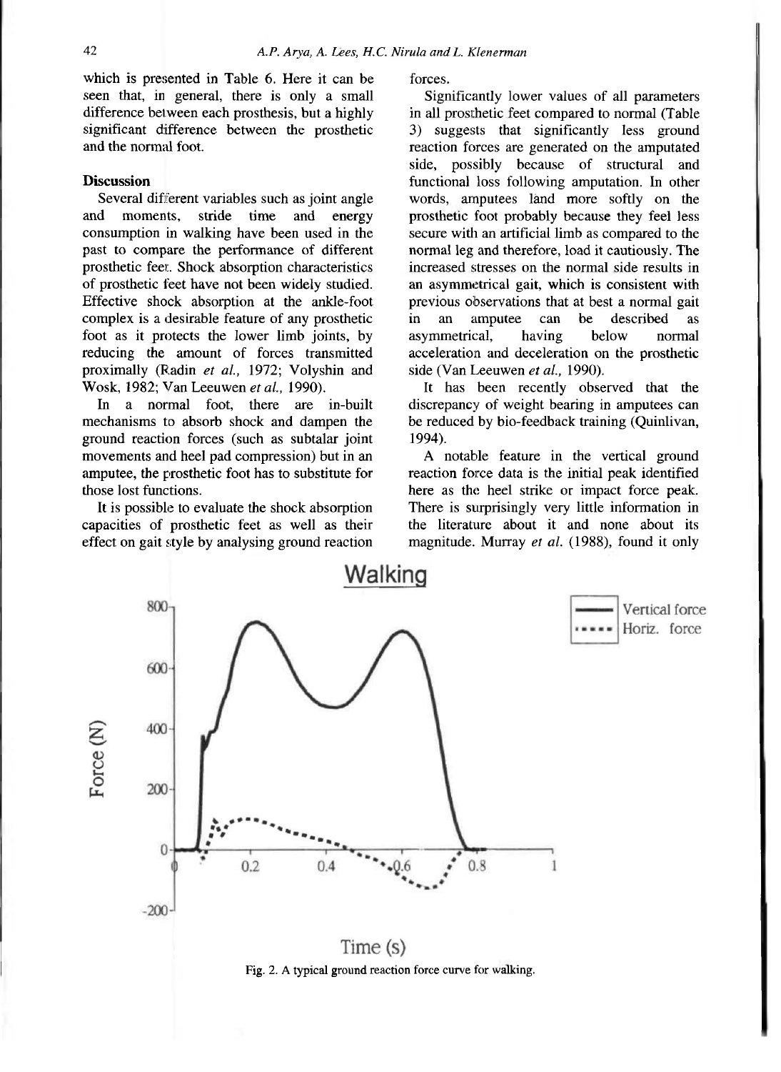which is presented in Table 6. Here it can be seen that, in general, there is only a small difference between each prosthesis, but a highly significant difference between the prosthetic and the normal foot.

## Discussion

Several different variables such as joint angle and moments, stride time and energy consumption in walking have been used in the past to compare the performance of different prosthetic feet. Shock absorption characteristics of prosthetic feet have not been widely studied. Effective shock absorption at the ankle-foot complex is a desirable feature of any prosthetic foot as it protects the lower limb joints, by reducing the amount of forces transmitted proximally (Radin *et al.*, 1972; Volyshin and Wosk, 1982; Van Leeuwen *et al.*, 1990).

In a normal foot, there are in-built mechanisms to absorb shock and dampen the ground reaction forces (such as subtalar joint movements and heel pad compression) but in an amputee, the prosthetic foot has to substitute for those lost functions.

It is possible to evaluate the shock absorption capacities of prosthetic feet as well as their effect on gait style by analysing ground reaction forces.

Significantly lower values of all parameters in all prosthetic feet compared to normal (Table 3) suggests that significantly less ground reaction forces are generated on the amputated side, possibly because of structural and functional loss following amputation. In other words, amputees land more softly on the prosthetic foot probably because they feel less secure with an artificial limb as compared to the normal leg and therefore, load it cautiously. The increased stresses on the normal side results in an asymmetrical gait, which is consistent with previous observations that at best a normal gait in an amputee can be described as asymmetrical, having below normal acceleration and deceleration on the prosthetic side (Van Leeuwen *et al.*, 1990).

It has been recently observed that the discrepancy of weight bearing in amputees can be reduced by bio-feedback training (Quinlivan, 1994).

A notable feature in the vertical ground reaction force data is the initial peak identified here as the heel strike or impact force peak. There is surprisingly very little information in the literature about it and none about its magnitude. Murray *et al.* (1988), found it only

Fig. 2. A typical ground reaction force curve for walking.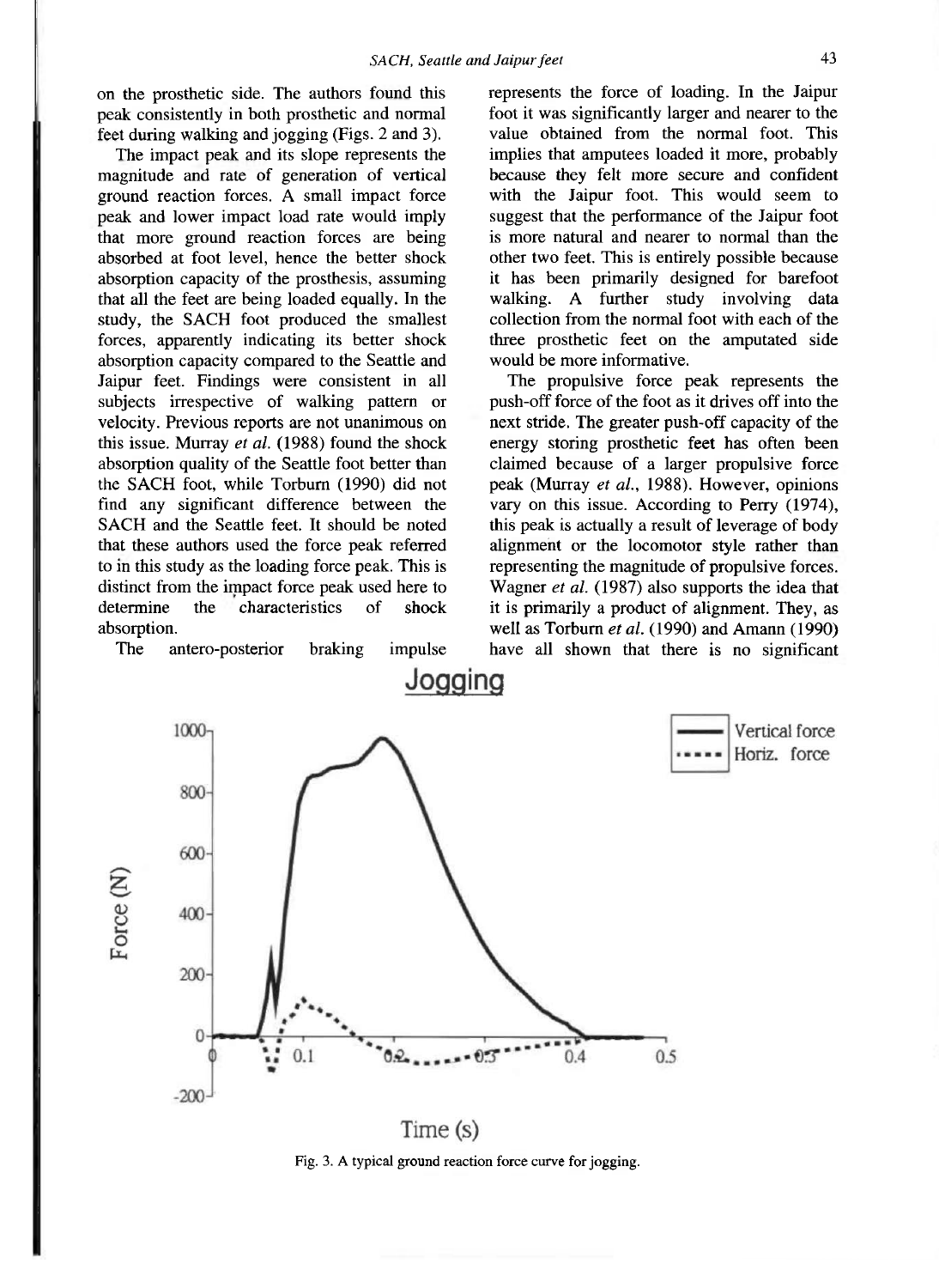on the prosthetic side. The authors found this peak consistently in both prosthetic and normal feet during walking and jogging (Figs. 2 and 3).

The impact peak and its slope represents the magnitude and rate of generation of vertical ground reaction forces. A small impact force peak and lower impact load rate would imply that more ground reaction forces are being absorbed at foot level, hence the better shock absorption capacity of the prosthesis, assuming that all the feet are being loaded equally. In the study, the SACH foot produced the smallest forces, apparently indicating its better shock absorption capacity compared to the Seattle and Jaipur feet. Findings were consistent in all subjects irrespective of walking pattern or velocity. Previous reports are not unanimous on this issue. Murray *et al.* (1988) found the shock absorption quality of the Seattle foot better than the SACH foot, while Torburn (1990) did not find any significant difference between the SACH and the Seattle feet. It should be noted that these authors used the force peak referred to in this study as the loading force peak. This is distinct from the impact force peak used here to determine the characteristics of shock absorption.

The antero-posterior braking impulse represents the force of loading. In the Jaipur foot it was significantly larger and nearer to the value obtained from the normal foot. This implies that amputees loaded it more, probably because they felt more secure and confident with the Jaipur foot. This would seem to suggest that the performance of the Jaipur foot is more natural and nearer to normal than the other two feet. This is entirely possible because it has been primarily designed for barefoot walking. A further study involving data collection from the normal foot with each of the three prosthetic feet on the amputated side would be more informative.

The propulsive force peak represents the push-off force of the foot as it drives off into the next stride. The greater push-off capacity of the energy storing prosthetic feet has often been claimed because of a larger propulsive force peak (Murray *et al.*, 1988). However, opinions vary on this issue. According to Perry (1974), this peak is actually a result of leverage of body alignment or the locomotor style rather than representing the magnitude of propulsive forces. Wagner *et al.* (1987) also supports the idea that it is primarily a product of alignment. They, as well as Torburn *et al.* (1990) and Amann (1990) have all shown that there is no significant

Fig. 3. A typical ground reaction force curve for jogging.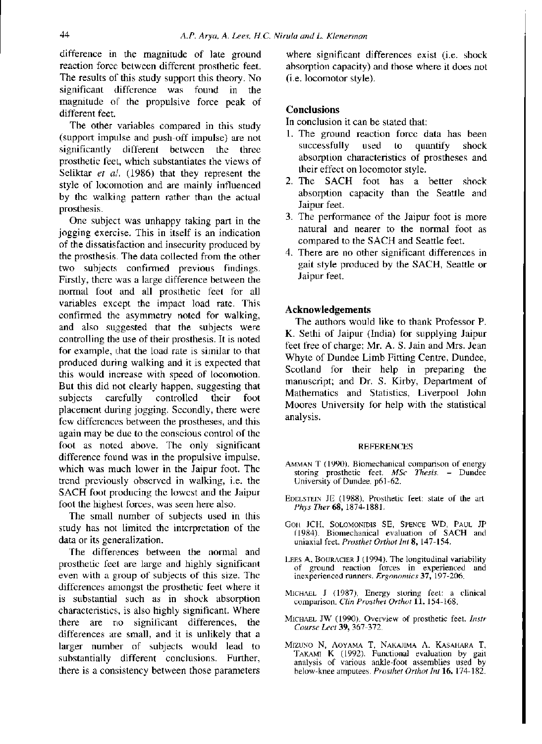difference in the magnitude of late ground reaction force between different prosthetic feet. The results of this study support this theory. No significant difference was found in the magnitude of the propulsive force peak of different feet.

The other variables compared in this study (support impulse and push-off impulse) are not significantly different between the three prosthetic feet, which substantiates the views of Seliktar *et al.* (1986) that they represent the style of locomotion and are mainly influenced by the walking pattern rather than the actual prosthesis.

One subject was unhappy taking part in the jogging exercise. This in itself is an indication of the dissatisfaction and insecurity produced by the prosthesis. The data collected from the other two subjects confirmed previous findings. Firstly, there was a large difference between the normal foot and all prosthetic feet for all variables except the impact load rate. This confirmed the asymmetry noted for walking, and also suggested that the subjects were controlling the use of their prosthesis. It is noted for example, that the load rate is similar to that produced during walking and it is expected that this would increase with speed of locomotion. But this did not clearly happen, suggesting that subjects carefully controlled their foot placement during jogging. Secondly, there were few differences between the prostheses, and this again may be due to the conscious control of the foot as noted above. The only significant difference found was in the propulsive impulse, which was much lower in the Jaipur foot. The trend previously observed in walking, i.e. the SACH foot producing the lowest and the Jaipur foot the highest forces, was seen here also.

The small number of subjects used in this study has not limited the interpretation of the data or its generalization.

The differences between the normal and prosthetic feet are large and highly significant even with a group of subjects of this size. The differences amongst the prosthetic feet where it is substantial such as in shock absorption characteristics, is also highly significant. Where there are no significant differences, the differences are small, and it is unlikely that a larger number of subjects would lead to substantially different conclusions. Further, there is a consistency between those parameters where significant differences exist (i.e. shock absorption capacity) and those where it does not (i.e. locomotor style).

## Conclusions

In conclusion it can be stated that:

1. The ground reaction force data has been successfully used to quantify shock absorption characteristics of prostheses and their effect on locomotor style.
2. The SACH foot has a better shock absorption capacity than the Seattle and Jaipur feet.
3. The performance of the Jaipur foot is more natural and nearer to the normal foot as compared to the SACH and Seattle feet.
4. There are no other significant differences in gait style produced by the SACH, Seattle or Jaipur feet.

## Acknowledgements

The authors would like to thank Professor P. K. Sethi of Jaipur (India) for supplying Jaipur feet free of charge; Mr. A. S. Jain and Mrs. Jean Whyte of Dundee Limb Fitting Centre, Dundee, Scotland for their help in preparing the manuscript; and Dr. S. Kirby, Department of Mathematics and Statistics, Liverpool John Moores University for help with the statistical analysis.

## REFERENCES

AMMAN T (1990). Biomechanical comparison of energy storing prosthetic feet. *MSc Thesis.* – Dundee University of Dundee. p61-62.

EDELSTEIN JE (1988). Prosthetic feet: state of the art *Phys Ther* **68**, 1874-1881.

GOH JCH, SOLOMONIDIS SE, SPENCE WD, PAUL JP (1984). Biomechanical evaluation of SACH and uniaxial feet. *Prosthet Orthot Int* **8**, 147-154.

LEES A, BOURACIER J (1994). The longitudinal variability of ground reaction forces in experienced and inexperienced runners. *Ergonomics* **37**, 197-206.

MICHAEL J (1987). Energy storing feet: a clinical comparison. *Clin Prosthet Orthot* **11**, 154-168.

MICHAEL JW (1990). Overview of prosthetic feet. *Instr Course Lect* **39**, 367-372.

MIZUNO N, AOYAMA T, NAKAJIMA A, KASAHARA T, TAKAMI K (1992). Functional evaluation by gait analysis of various ankle-foot assemblies used by below-knee amputees. *Prosthet Orthot Int* **16**, 174-182.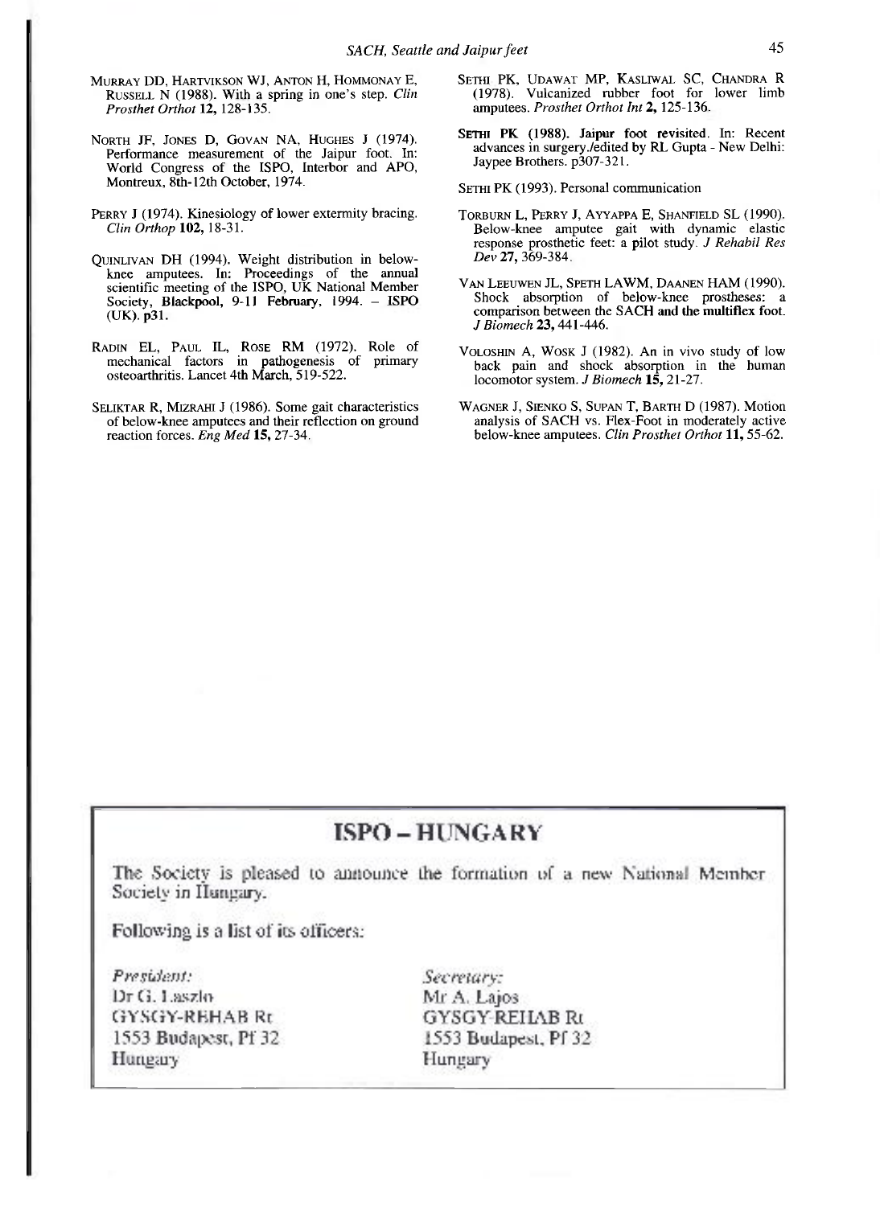MURRAY DD, HARTVIKSON WJ, ANTON H, HOMMONAY E, RUSSELL N (1988). With a spring in one's step. *Clin Prosthet Orthot* **12,** 128-135.

NORTH JF, JONES D, GOVAN NA, HUGHES J (1974). Performance measurement of the Jaipur foot. In: World Congress of the ISPO, Interbor and APO, Montreux, 8th-12th October, 1974.

PERRY J (1974). Kinesiology of lower extermity bracing. *Clin Orthop* **102,** 18-31.

QUINLIVAN DH (1994). Weight distribution in below-knee amputees. In: Proceedings of the annual scientific meeting of the ISPO, UK National Member Society, Blackpool, 9-11 February, 1994. – ISPO (UK). p31.

RADIN EL, PAUL IL, ROSE RM (1972). Role of mechanical factors in pathogenesis of primary osteoarthritis. Lancet 4th March, 519-522.

SELIKTAR R, MIZRAHI J (1986). Some gait characteristics of below-knee amputees and their reflection on ground reaction forces. *Eng Med* **15,** 27-34.

SETHI PK, UDAWAT MP, KASLIWAL SC, CHANDRA R (1978). Vulcanized rubber foot for lower limb amputees. *Prosthet Orthot Int* **2,** 125-136.

SETHI PK (1988). Jaipur foot revisited. In: Recent advances in surgery./edited by RL Gupta - New Delhi: Jaypee Brothers. p307-321.

SETHI PK (1993). Personal communication

TORBURN L, PERRY J, AYYAPPA E, SHANFIELD SL (1990). Below-knee amputee gait with dynamic elastic response prosthetic feet: a pilot study. *J Rehabil Res Dev* **27,** 369-384.

VAN LEEUWEN JL, SPETH LAWM, DAANEN HAM (1990). Shock absorption of below-knee prostheses: a comparison between the SACH and the multiflex foot. *J Biomech* **23,** 441-446.

VOLOSHIN A, WOSK J (1982). An in vivo study of low back pain and shock absorption in the human locomotor system. *J Biomech* **15,** 21-27.

WAGNER J, SIENKO S, SUPAN T, BARTH D (1987). Motion analysis of SACH vs. Flex-Foot in moderately active below-knee amputees. *Clin Prosthet Orthot* **11,** 55-62.

## ISPO – HUNGARY

The Society is pleased to announce the formation of a new National Member Society in Hungary.

Following is a list of its officers:

*President:*
Dr G. Laszlo
GYSGY-REHAB Rt
1553 Budapest, Pf 32
Hungary

*Secretary:*
Mr A. Lajos
GYSGY-REHAB Rt
1553 Budapest, Pf 32
Hungary